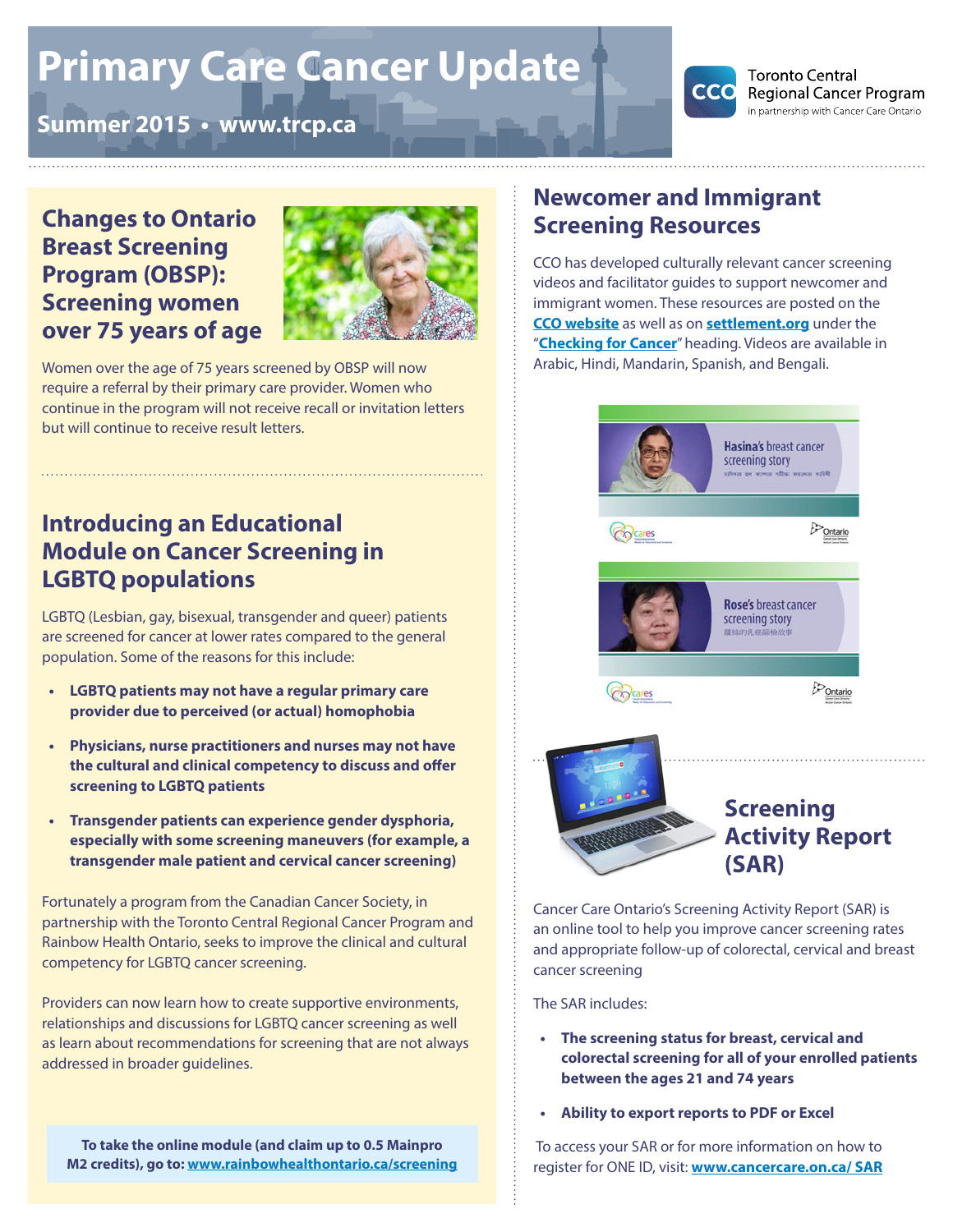# Primary Care Cancer Update

**Summer 2015 • www.trcp.ca**

Toronto Central Regional Cancer Program
in partnership with Cancer Care Ontario

## Changes to Ontario Breast Screening Program (OBSP): Screening women over 75 years of age

Women over the age of 75 years screened by OBSP will now require a referral by their primary care provider. Women who continue in the program will not receive recall or invitation letters but will continue to receive result letters.

## Introducing an Educational Module on Cancer Screening in LGBTQ populations

LGBTQ (Lesbian, gay, bisexual, transgender and queer) patients are screened for cancer at lower rates compared to the general population. Some of the reasons for this include:

- **LGBTQ patients may not have a regular primary care provider due to perceived (or actual) homophobia**
- **Physicians, nurse practitioners and nurses may not have the cultural and clinical competency to discuss and offer screening to LGBTQ patients**
- **Transgender patients can experience gender dysphoria, especially with some screening maneuvers (for example, a transgender male patient and cervical cancer screening)**

Fortunately a program from the Canadian Cancer Society, in partnership with the Toronto Central Regional Cancer Program and Rainbow Health Ontario, seeks to improve the clinical and cultural competency for LGBTQ cancer screening.

Providers can now learn how to create supportive environments, relationships and discussions for LGBTQ cancer screening as well as learn about recommendations for screening that are not always addressed in broader guidelines.

**To take the online module (and claim up to 0.5 Mainpro M2 credits), go to: [www.rainbowhealthontario.ca/screening](www.rainbowhealthontario.ca/screening)**

## Newcomer and Immigrant Screening Resources

CCO has developed culturally relevant cancer screening videos and facilitator guides to support newcomer and immigrant women. These resources are posted on the **CCO website** as well as on **settlement.org** under the "**Checking for Cancer**" heading. Videos are available in Arabic, Hindi, Mandarin, Spanish, and Bengali.

## Screening Activity Report (SAR)

Cancer Care Ontario's Screening Activity Report (SAR) is an online tool to help you improve cancer screening rates and appropriate follow-up of colorectal, cervical and breast cancer screening

The SAR includes:

- **The screening status for breast, cervical and colorectal screening for all of your enrolled patients between the ages 21 and 74 years**
- **Ability to export reports to PDF or Excel**

To access your SAR or for more information on how to register for ONE ID, visit: **[www.cancercare.on.ca/ SAR](www.cancercare.on.ca/SAR)**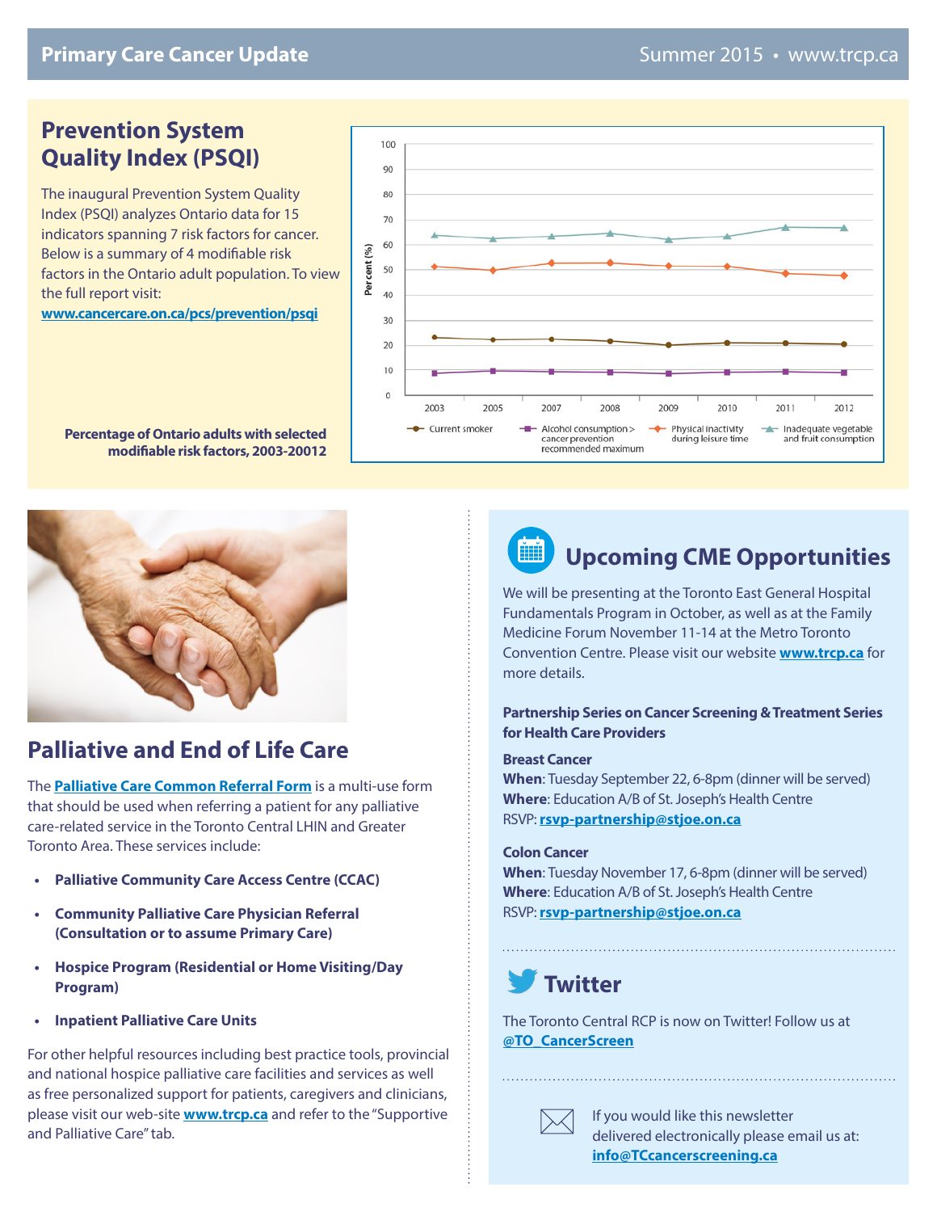## Prevention System Quality Index (PSQI)

The inaugural Prevention System Quality Index (PSQI) analyzes Ontario data for 15 indicators spanning 7 risk factors for cancer. Below is a summary of 4 modifiable risk factors in the Ontario adult population. To view the full report visit: **www.cancercare.on.ca/pcs/prevention/psqi**

100
90
80
70
60
50
40
30
20
10
0

Percent (%)

2003 2005 2007 2008 2009 2010 2011 2012

Current smoker
Alcohol consumption > cancer prevention recommended maximum
Physical inactivity during leisure time
Inadequate vegetable and fruit consumption

**Percentage of Ontario adults with selected modifiable risk factors, 2003-20012**

## Palliative and End of Life Care

The **Palliative Care Common Referral Form** is a multi-use form that should be used when referring a patient for any palliative care-related service in the Toronto Central LHIN and Greater Toronto Area. These services include:

- **Palliative Community Care Access Centre (CCAC)**
- **Community Palliative Care Physician Referral (Consultation or to assume Primary Care)**
- **Hospice Program (Residential or Home Visiting/Day Program)**
- **Inpatient Palliative Care Units**

For other helpful resources including best practice tools, provincial and national hospice palliative care facilities and services as well as free personalized support for patients, caregivers and clinicians, please visit our web-site **www.trcp.ca** and refer to the "Supportive and Palliative Care" tab.

## Upcoming CME Opportunities

We will be presenting at the Toronto East General Hospital Fundamentals Program in October, as well as at the Family Medicine Forum November 11-14 at the Metro Toronto Convention Centre. Please visit our website **www.trcp.ca** for more details.

**Partnership Series on Cancer Screening & Treatment Series for Health Care Providers**

**Breast Cancer**
**When**: Tuesday September 22, 6-8pm (dinner will be served)
**Where**: Education A/B of St. Joseph's Health Centre
RSVP: **rsvp-partnership@stjoe.on.ca**

**Colon Cancer**
**When**: Tuesday November 17, 6-8pm (dinner will be served)
**Where**: Education A/B of St. Joseph's Health Centre
RSVP: **rsvp-partnership@stjoe.on.ca**

## Twitter

The Toronto Central RCP is now on Twitter! Follow us at **@TO_CancerScreen**

If you would like this newsletter delivered electronically please email us at: **info@TCcancerscreening.ca**